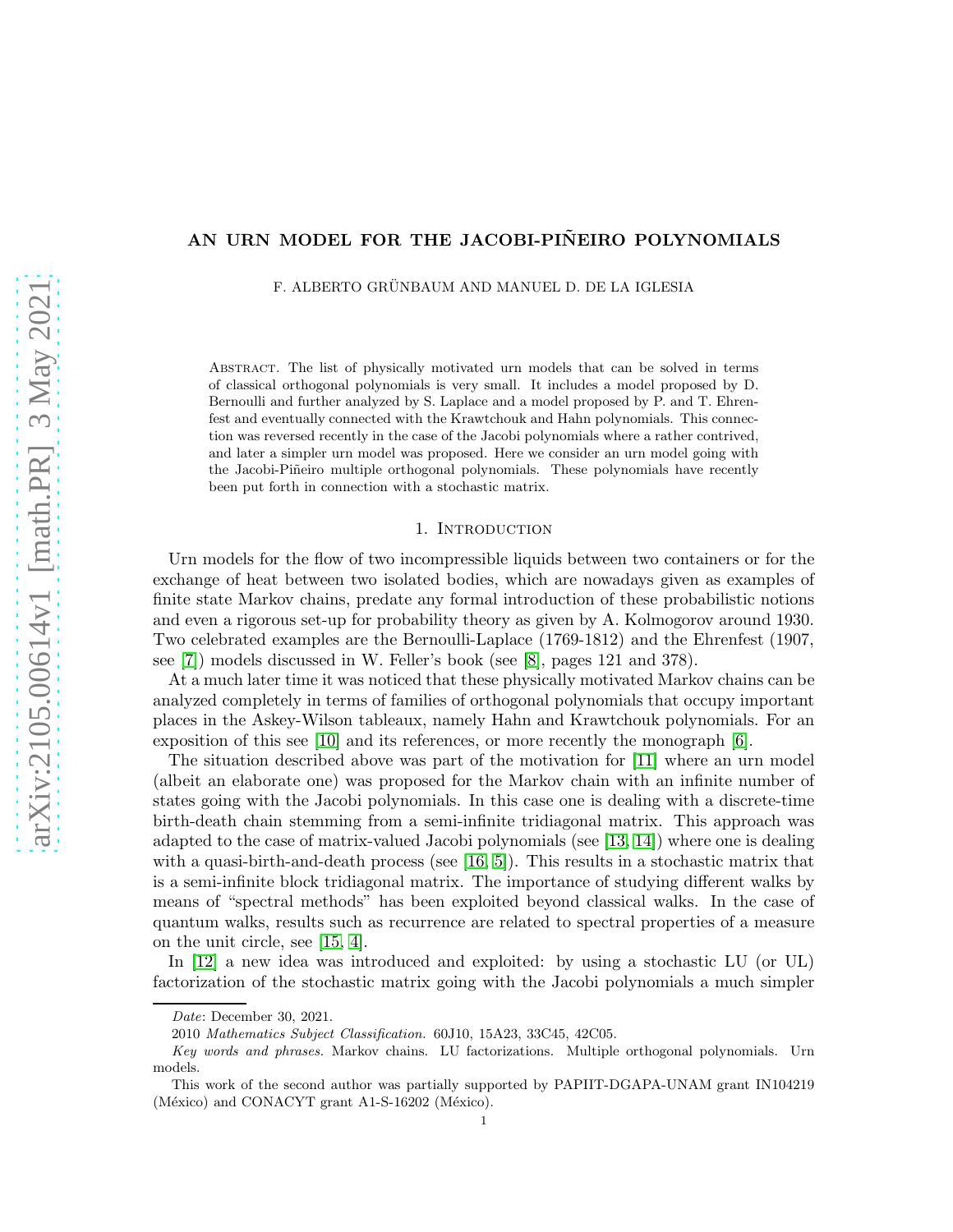# AN URN MODEL FOR THE JACOBI-PIÑEIRO POLYNOMIALS

F. ALBERTO GRÜNBAUM AND MANUEL D. DE LA IGLESIA

Abstract. The list of physically motivated urn models that can be solved in terms of classical orthogonal polynomials is very small. It includes a model proposed by D. Bernoulli and further analyzed by S. Laplace and a model proposed by P. and T. Ehrenfest and eventually connected with the Krawtchouk and Hahn polynomials. This connection was reversed recently in the case of the Jacobi polynomials where a rather contrived, and later a simpler urn model was proposed. Here we consider an urn model going with the Jacobi-Piñeiro multiple orthogonal polynomials. These polynomials have recently been put forth in connection with a stochastic matrix.

## 1. Introduction

Urn models for the flow of two incompressible liquids between two containers or for the exchange of heat between two isolated bodies, which are nowadays given as examples of finite state Markov chains, predate any formal introduction of these probabilistic notions and even a rigorous set-up for probability theory as given by A. Kolmogorov around 1930. Two celebrated examples are the Bernoulli-Laplace (1769-1812) and the Ehrenfest (1907, see [7]) models discussed in W. Feller's book (see [8], pages 121 and 378).

At a much later time it was noticed that these physically motivated Markov chains can be analyzed completely in terms of families of orthogonal polynomials that occupy important places in the Askey-Wilson tableaux, namely Hahn and Krawtchouk polynomials. For an exposition of this see [10] and its references, or more recently the monograph [6].

The situation described above was part of the motivation for [11] where an urn model (albeit an elaborate one) was proposed for the Markov chain with an infinite number of states going with the Jacobi polynomials. In this case one is dealing with a discrete-time birth-death chain stemming from a semi-infinite tridiagonal matrix. This approach was adapted to the case of matrix-valued Jacobi polynomials (see [13, 14]) where one is dealing with a quasi-birth-and-death process (see [16, 5]). This results in a stochastic matrix that is a semi-infinite block tridiagonal matrix. The importance of studying different walks by means of "spectral methods" has been exploited beyond classical walks. In the case of quantum walks, results such as recurrence are related to spectral properties of a measure on the unit circle, see [15, 4].

In [12] a new idea was introduced and exploited: by using a stochastic LU (or UL) factorization of the stochastic matrix going with the Jacobi polynomials a much simpler

---

*Date*: December 30, 2021.

2010 *Mathematics Subject Classification.* 60J10, 15A23, 33C45, 42C05.

*Key words and phrases.* Markov chains. LU factorizations. Multiple orthogonal polynomials. Urn models.

This work of the second author was partially supported by PAPIIT-DGAPA-UNAM grant IN104219 (México) and CONACYT grant A1-S-16202 (México).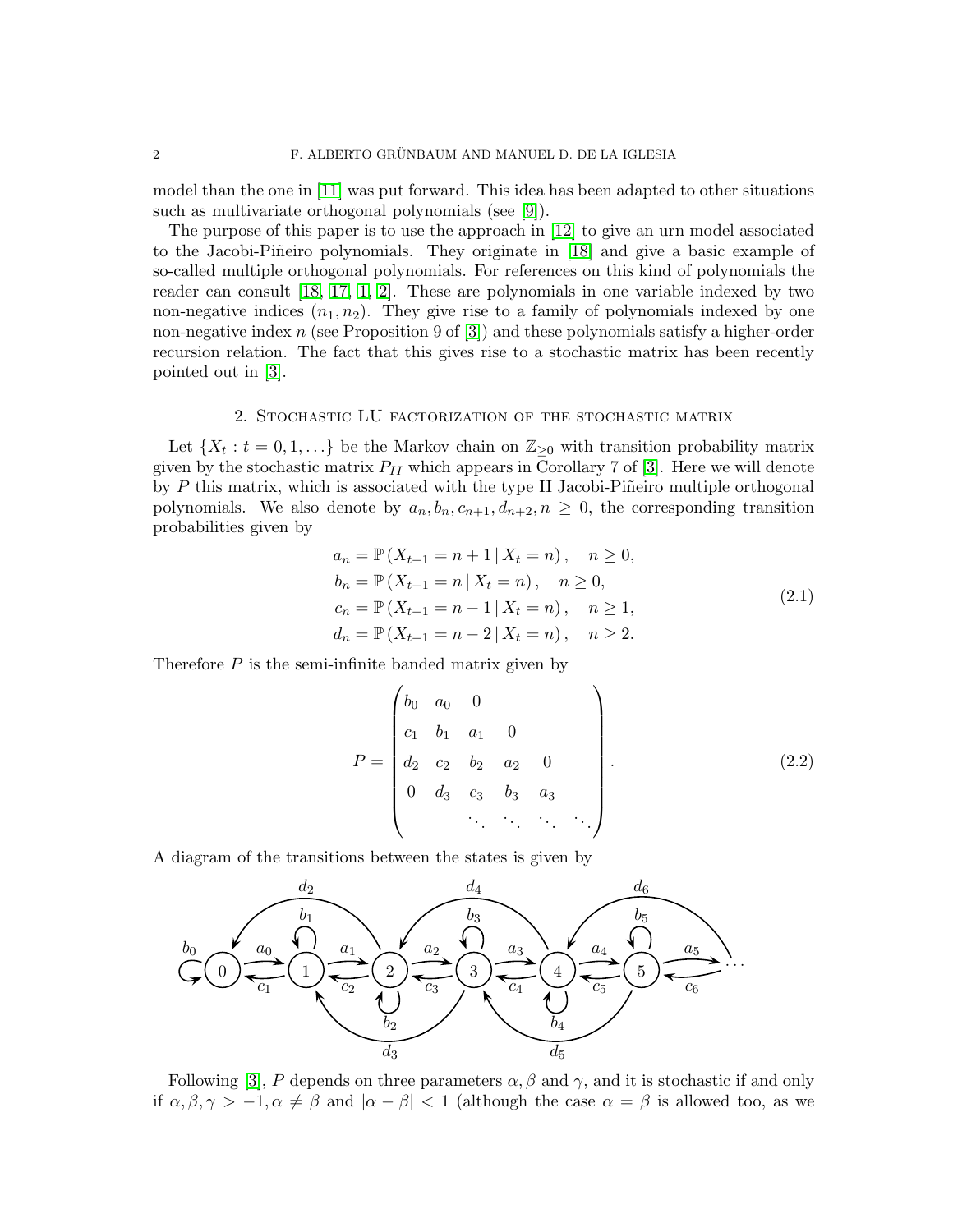model than the one in [11] was put forward. This idea has been adapted to other situations such as multivariate orthogonal polynomials (see [9]).

The purpose of this paper is to use the approach in [12] to give an urn model associated to the Jacobi-Piñeiro polynomials. They originate in [18] and give a basic example of so-called multiple orthogonal polynomials. For references on this kind of polynomials the reader can consult [18, 17, 1, 2]. These are polynomials in one variable indexed by two non-negative indices $(n_1, n_2)$. They give rise to a family of polynomials indexed by one non-negative index $n$ (see Proposition 9 of [3]) and these polynomials satisfy a higher-order recursion relation. The fact that this gives rise to a stochastic matrix has been recently pointed out in [3].

## 2. Stochastic LU factorization of the stochastic matrix

Let $\{X_t : t = 0, 1, \ldots\}$ be the Markov chain on $\mathbb{Z}_{\geq 0}$ with transition probability matrix given by the stochastic matrix $P_{II}$ which appears in Corollary 7 of [3]. Here we will denote by $P$ this matrix, which is associated with the type II Jacobi-Piñeiro multiple orthogonal polynomials. We also denote by $a_n, b_n, c_{n+1}, d_{n+2}, n \geq 0$, the corresponding transition probabilities given by

$$
\begin{aligned}
a_n &= \mathbb{P}\left(X_{t+1} = n+1 \,|\, X_t = n\right), \quad n \geq 0, \\
b_n &= \mathbb{P}\left(X_{t+1} = n \,|\, X_t = n\right), \quad n \geq 0, \\
c_n &= \mathbb{P}\left(X_{t+1} = n-1 \,|\, X_t = n\right), \quad n \geq 1, \\
d_n &= \mathbb{P}\left(X_{t+1} = n-2 \,|\, X_t = n\right), \quad n \geq 2.
\end{aligned}
\tag{2.1}
$$

Therefore $P$ is the semi-infinite banded matrix given by

$$
P = \begin{pmatrix}
b_0 & a_0 & 0 & & & \\
c_1 & b_1 & a_1 & 0 & & \\
d_2 & c_2 & b_2 & a_2 & 0 & \\
0 & d_3 & c_3 & b_3 & a_3 & \\
 & & \ddots & \ddots & \ddots & \ddots
\end{pmatrix}.
\tag{2.2}
$$

A diagram of the transitions between the states is given by

Following [3], $P$ depends on three parameters $\alpha, \beta$ and $\gamma$, and it is stochastic if and only if $\alpha, \beta, \gamma > -1, \alpha \neq \beta$ and $|\alpha - \beta| < 1$ (although the case $\alpha = \beta$ is allowed too, as we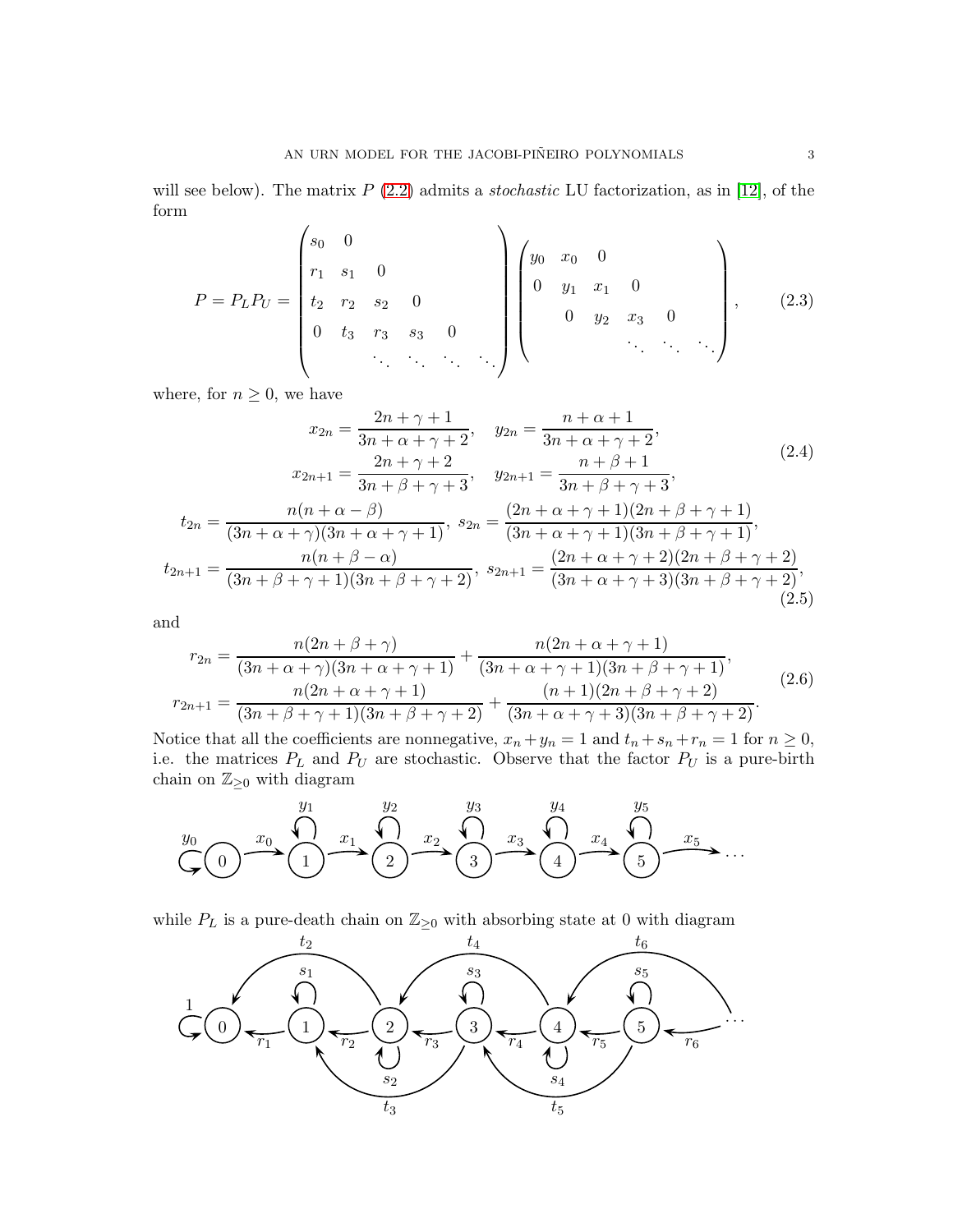will see below). The matrix $P$ (2.2) admits a *stochastic* LU factorization, as in [12], of the form

$$
P = P_L P_U = \begin{pmatrix} s_0 & 0 & & & & \\ r_1 & s_1 & 0 & & & \\ t_2 & r_2 & s_2 & 0 & & \\ 0 & t_3 & r_3 & s_3 & 0 & \\ & & \ddots & \ddots & \ddots & \ddots \end{pmatrix} \begin{pmatrix} y_0 & x_0 & 0 & & & \\ 0 & y_1 & x_1 & 0 & & \\ & 0 & y_2 & x_3 & 0 & \\ & & & \ddots & \ddots & \ddots \end{pmatrix}, \tag{2.3}
$$

where, for $n \geq 0$, we have

$$
\begin{aligned}
x_{2n} &= \frac{2n+\gamma+1}{3n+\alpha+\gamma+2}, \quad y_{2n} = \frac{n+\alpha+1}{3n+\alpha+\gamma+2}, \\
x_{2n+1} &= \frac{2n+\gamma+2}{3n+\beta+\gamma+3}, \quad y_{2n+1} = \frac{n+\beta+1}{3n+\beta+\gamma+3},
\end{aligned} \tag{2.4}
$$

$$
\begin{aligned}
t_{2n} &= \frac{n(n+\alpha-\beta)}{(3n+\alpha+\gamma)(3n+\alpha+\gamma+1)}, \; s_{2n} = \frac{(2n+\alpha+\gamma+1)(2n+\beta+\gamma+1)}{(3n+\alpha+\gamma+1)(3n+\beta+\gamma+1)}, \\
t_{2n+1} &= \frac{n(n+\beta-\alpha)}{(3n+\beta+\gamma+1)(3n+\beta+\gamma+2)}, \; s_{2n+1} = \frac{(2n+\alpha+\gamma+2)(2n+\beta+\gamma+2)}{(3n+\alpha+\gamma+3)(3n+\beta+\gamma+2)},
\end{aligned} \tag{2.5}
$$

and

$$
\begin{aligned}
r_{2n} &= \frac{n(2n+\beta+\gamma)}{(3n+\alpha+\gamma)(3n+\alpha+\gamma+1)} + \frac{n(2n+\alpha+\gamma+1)}{(3n+\alpha+\gamma+1)(3n+\beta+\gamma+1)}, \\
r_{2n+1} &= \frac{n(2n+\alpha+\gamma+1)}{(3n+\beta+\gamma+1)(3n+\beta+\gamma+2)} + \frac{(n+1)(2n+\beta+\gamma+2)}{(3n+\alpha+\gamma+3)(3n+\beta+\gamma+2)}.
\end{aligned} \tag{2.6}
$$

Notice that all the coefficients are nonnegative, $x_n + y_n = 1$ and $t_n + s_n + r_n = 1$ for $n \geq 0$, i.e. the matrices $P_L$ and $P_U$ are stochastic. Observe that the factor $P_U$ is a pure-birth chain on $\mathbb{Z}_{\geq 0}$ with diagram

while $P_L$ is a pure-death chain on $\mathbb{Z}_{\geq 0}$ with absorbing state at 0 with diagram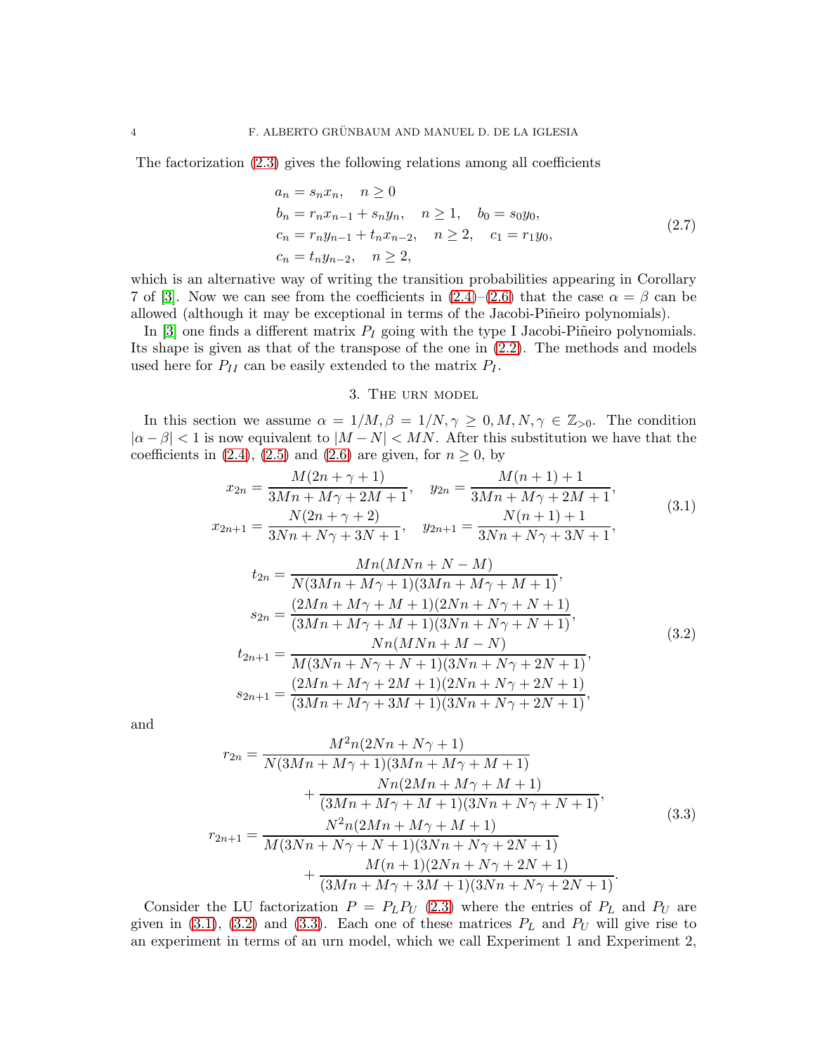The factorization (2.3) gives the following relations among all coefficients

$$
\begin{aligned}
a_n &= s_n x_n, \quad n \geq 0 \\
b_n &= r_n x_{n-1} + s_n y_n, \quad n \geq 1, \quad b_0 = s_0 y_0, \\
c_n &= r_n y_{n-1} + t_n x_{n-2}, \quad n \geq 2, \quad c_1 = r_1 y_0, \\
c_n &= t_n y_{n-2}, \quad n \geq 2,
\end{aligned}
\tag{2.7}
$$

which is an alternative way of writing the transition probabilities appearing in Corollary 7 of [3]. Now we can see from the coefficients in (2.4)–(2.6) that the case $\alpha = \beta$ can be allowed (although it may be exceptional in terms of the Jacobi-Piñeiro polynomials).

In [3] one finds a different matrix $P_I$ going with the type I Jacobi-Piñeiro polynomials. Its shape is given as that of the transpose of the one in (2.2). The methods and models used here for $P_{II}$ can be easily extended to the matrix $P_I$.

## 3. The urn model

In this section we assume $\alpha = 1/M, \beta = 1/N, \gamma \geq 0, M, N, \gamma \in \mathbb{Z}_{>0}$. The condition $|\alpha - \beta| < 1$ is now equivalent to $|M - N| < MN$. After this substitution we have that the coefficients in (2.4), (2.5) and (2.6) are given, for $n \geq 0$, by

$$
\begin{aligned}
x_{2n} &= \frac{M(2n+\gamma+1)}{3Mn+M\gamma+2M+1}, \quad y_{2n} = \frac{M(n+1)+1}{3Mn+M\gamma+2M+1}, \\
x_{2n+1} &= \frac{N(2n+\gamma+2)}{3Nn+N\gamma+3N+1}, \quad y_{2n+1} = \frac{N(n+1)+1}{3Nn+N\gamma+3N+1},
\end{aligned}
\tag{3.1}
$$

$$
\begin{aligned}
t_{2n} &= \frac{Mn(MNn+N-M)}{N(3Mn+M\gamma+1)(3Mn+M\gamma+M+1)}, \\
s_{2n} &= \frac{(2Mn+M\gamma+M+1)(2Nn+N\gamma+N+1)}{(3Mn+M\gamma+M+1)(3Nn+N\gamma+N+1)}, \\
t_{2n+1} &= \frac{Nn(MNn+M-N)}{M(3Nn+N\gamma+N+1)(3Nn+N\gamma+2N+1)}, \\
s_{2n+1} &= \frac{(2Mn+M\gamma+2M+1)(2Nn+N\gamma+2N+1)}{(3Mn+M\gamma+3M+1)(3Nn+N\gamma+2N+1)},
\end{aligned}
\tag{3.2}
$$

and

$$
\begin{aligned}
r_{2n} &= \frac{M^2 n(2Nn+N\gamma+1)}{N(3Mn+M\gamma+1)(3Mn+M\gamma+M+1)} \\
&\qquad + \frac{Nn(2Mn+M\gamma+M+1)}{(3Mn+M\gamma+M+1)(3Nn+N\gamma+N+1)}, \\
r_{2n+1} &= \frac{N^2 n(2Mn+M\gamma+M+1)}{M(3Nn+N\gamma+N+1)(3Nn+N\gamma+2N+1)} \\
&\qquad + \frac{M(n+1)(2Nn+N\gamma+2N+1)}{(3Mn+M\gamma+3M+1)(3Nn+N\gamma+2N+1)}.
\end{aligned}
\tag{3.3}
$$

Consider the LU factorization $P = P_L P_U$ (2.3) where the entries of $P_L$ and $P_U$ are given in (3.1), (3.2) and (3.3). Each one of these matrices $P_L$ and $P_U$ will give rise to an experiment in terms of an urn model, which we call Experiment 1 and Experiment 2,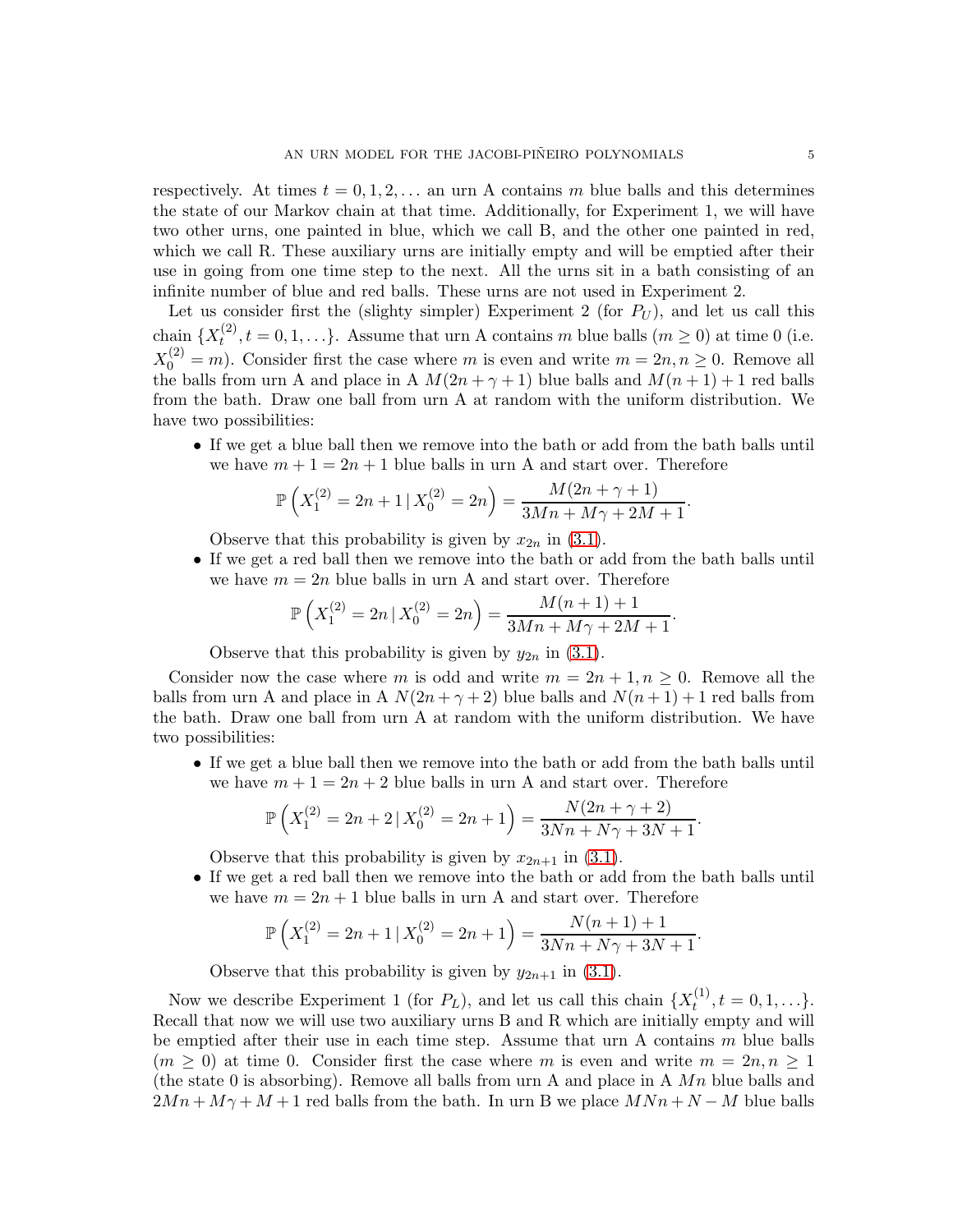respectively. At times $t = 0, 1, 2, \ldots$ an urn A contains $m$ blue balls and this determines the state of our Markov chain at that time. Additionally, for Experiment 1, we will have two other urns, one painted in blue, which we call B, and the other one painted in red, which we call R. These auxiliary urns are initially empty and will be emptied after their use in going from one time step to the next. All the urns sit in a bath consisting of an infinite number of blue and red balls. These urns are not used in Experiment 2.

Let us consider first the (slighty simpler) Experiment 2 (for $P_U$), and let us call this chain $\{X_t^{(2)}, t = 0, 1, \ldots\}$. Assume that urn A contains $m$ blue balls ($m \geq 0$) at time 0 (i.e. $X_0^{(2)} = m$). Consider first the case where $m$ is even and write $m = 2n, n \geq 0$. Remove all the balls from urn A and place in A $M(2n+\gamma+1)$ blue balls and $M(n+1)+1$ red balls from the bath. Draw one ball from urn A at random with the uniform distribution. We have two possibilities:

- If we get a blue ball then we remove into the bath or add from the bath balls until we have $m + 1 = 2n + 1$ blue balls in urn A and start over. Therefore
$$\mathbb{P}\left(X_1^{(2)} = 2n+1 \,|\, X_0^{(2)} = 2n\right) = \frac{M(2n+\gamma+1)}{3Mn + M\gamma + 2M + 1}.$$
Observe that this probability is given by $x_{2n}$ in (3.1).
- If we get a red ball then we remove into the bath or add from the bath balls until we have $m = 2n$ blue balls in urn A and start over. Therefore
$$\mathbb{P}\left(X_1^{(2)} = 2n \,|\, X_0^{(2)} = 2n\right) = \frac{M(n+1)+1}{3Mn + M\gamma + 2M + 1}.$$
Observe that this probability is given by $y_{2n}$ in (3.1).

Consider now the case where $m$ is odd and write $m = 2n+1, n \geq 0$. Remove all the balls from urn A and place in A $N(2n+\gamma+2)$ blue balls and $N(n+1)+1$ red balls from the bath. Draw one ball from urn A at random with the uniform distribution. We have two possibilities:

- If we get a blue ball then we remove into the bath or add from the bath balls until we have $m + 1 = 2n + 2$ blue balls in urn A and start over. Therefore
$$\mathbb{P}\left(X_1^{(2)} = 2n+2 \,|\, X_0^{(2)} = 2n+1\right) = \frac{N(2n+\gamma+2)}{3Nn + N\gamma + 3N + 1}.$$
Observe that this probability is given by $x_{2n+1}$ in (3.1).
- If we get a red ball then we remove into the bath or add from the bath balls until we have $m = 2n + 1$ blue balls in urn A and start over. Therefore
$$\mathbb{P}\left(X_1^{(2)} = 2n+1 \,|\, X_0^{(2)} = 2n+1\right) = \frac{N(n+1)+1}{3Nn + N\gamma + 3N + 1}.$$
Observe that this probability is given by $y_{2n+1}$ in (3.1).

Now we describe Experiment 1 (for $P_L$), and let us call this chain $\{X_t^{(1)}, t = 0, 1, \ldots\}$. Recall that now we will use two auxiliary urns B and R which are initially empty and will be emptied after their use in each time step. Assume that urn A contains $m$ blue balls ($m \geq 0$) at time 0. Consider first the case where $m$ is even and write $m = 2n, n \geq 1$ (the state 0 is absorbing). Remove all balls from urn A and place in A $Mn$ blue balls and $2Mn + M\gamma + M + 1$ red balls from the bath. In urn B we place $MNn + N - M$ blue balls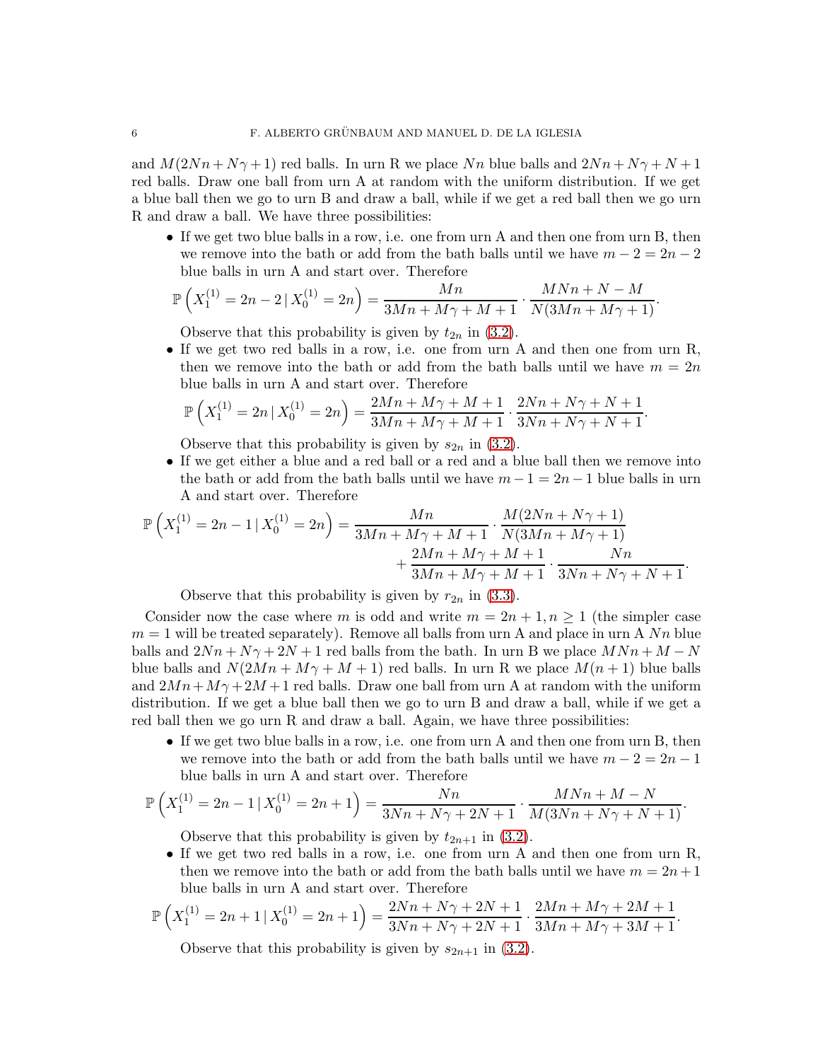and $M(2Nn+N\gamma+1)$ red balls. In urn R we place $Nn$ blue balls and $2Nn+N\gamma+N+1$ red balls. Draw one ball from urn A at random with the uniform distribution. If we get a blue ball then we go to urn B and draw a ball, while if we get a red ball then we go urn R and draw a ball. We have three possibilities:

- If we get two blue balls in a row, i.e. one from urn A and then one from urn B, then we remove into the bath or add from the bath balls until we have $m-2=2n-2$ blue balls in urn A and start over. Therefore
$$\mathbb{P}\left(X_1^{(1)}=2n-2 \,|\, X_0^{(1)}=2n\right)=\frac{Mn}{3Mn+M\gamma+M+1}\cdot\frac{MNn+N-M}{N(3Mn+M\gamma+1)}.$$
Observe that this probability is given by $t_{2n}$ in (3.2).
- If we get two red balls in a row, i.e. one from urn A and then one from urn R, then we remove into the bath or add from the bath balls until we have $m=2n$ blue balls in urn A and start over. Therefore
$$\mathbb{P}\left(X_1^{(1)}=2n \,|\, X_0^{(1)}=2n\right)=\frac{2Mn+M\gamma+M+1}{3Mn+M\gamma+M+1}\cdot\frac{2Nn+N\gamma+N+1}{3Nn+N\gamma+N+1}.$$
Observe that this probability is given by $s_{2n}$ in (3.2).
- If we get either a blue and a red ball or a red and a blue ball then we remove into the bath or add from the bath balls until we have $m-1=2n-1$ blue balls in urn A and start over. Therefore
$$\begin{aligned}\mathbb{P}\left(X_1^{(1)}=2n-1 \,|\, X_0^{(1)}=2n\right)=&\frac{Mn}{3Mn+M\gamma+M+1}\cdot\frac{M(2Nn+N\gamma+1)}{N(3Mn+M\gamma+1)}\\&+\frac{2Mn+M\gamma+M+1}{3Mn+M\gamma+M+1}\cdot\frac{Nn}{3Nn+N\gamma+N+1}.\end{aligned}$$
Observe that this probability is given by $r_{2n}$ in (3.3).

Consider now the case where $m$ is odd and write $m=2n+1, n\geq 1$ (the simpler case $m=1$ will be treated separately). Remove all balls from urn A and place in urn A $Nn$ blue balls and $2Nn+N\gamma+2N+1$ red balls from the bath. In urn B we place $MNn+M-N$ blue balls and $N(2Mn+M\gamma+M+1)$ red balls. In urn R we place $M(n+1)$ blue balls and $2Mn+M\gamma+2M+1$ red balls. Draw one ball from urn A at random with the uniform distribution. If we get a blue ball then we go to urn B and draw a ball, while if we get a red ball then we go urn R and draw a ball. Again, we have three possibilities:

- If we get two blue balls in a row, i.e. one from urn A and then one from urn B, then we remove into the bath or add from the bath balls until we have $m-2=2n-1$ blue balls in urn A and start over. Therefore
$$\mathbb{P}\left(X_1^{(1)}=2n-1 \,|\, X_0^{(1)}=2n+1\right)=\frac{Nn}{3Nn+N\gamma+2N+1}\cdot\frac{MNn+M-N}{M(3Nn+N\gamma+N+1)}.$$
Observe that this probability is given by $t_{2n+1}$ in (3.2).
- If we get two red balls in a row, i.e. one from urn A and then one from urn R, then we remove into the bath or add from the bath balls until we have $m=2n+1$ blue balls in urn A and start over. Therefore
$$\mathbb{P}\left(X_1^{(1)}=2n+1 \,|\, X_0^{(1)}=2n+1\right)=\frac{2Nn+N\gamma+2N+1}{3Nn+N\gamma+2N+1}\cdot\frac{2Mn+M\gamma+2M+1}{3Mn+M\gamma+3M+1}.$$
Observe that this probability is given by $s_{2n+1}$ in (3.2).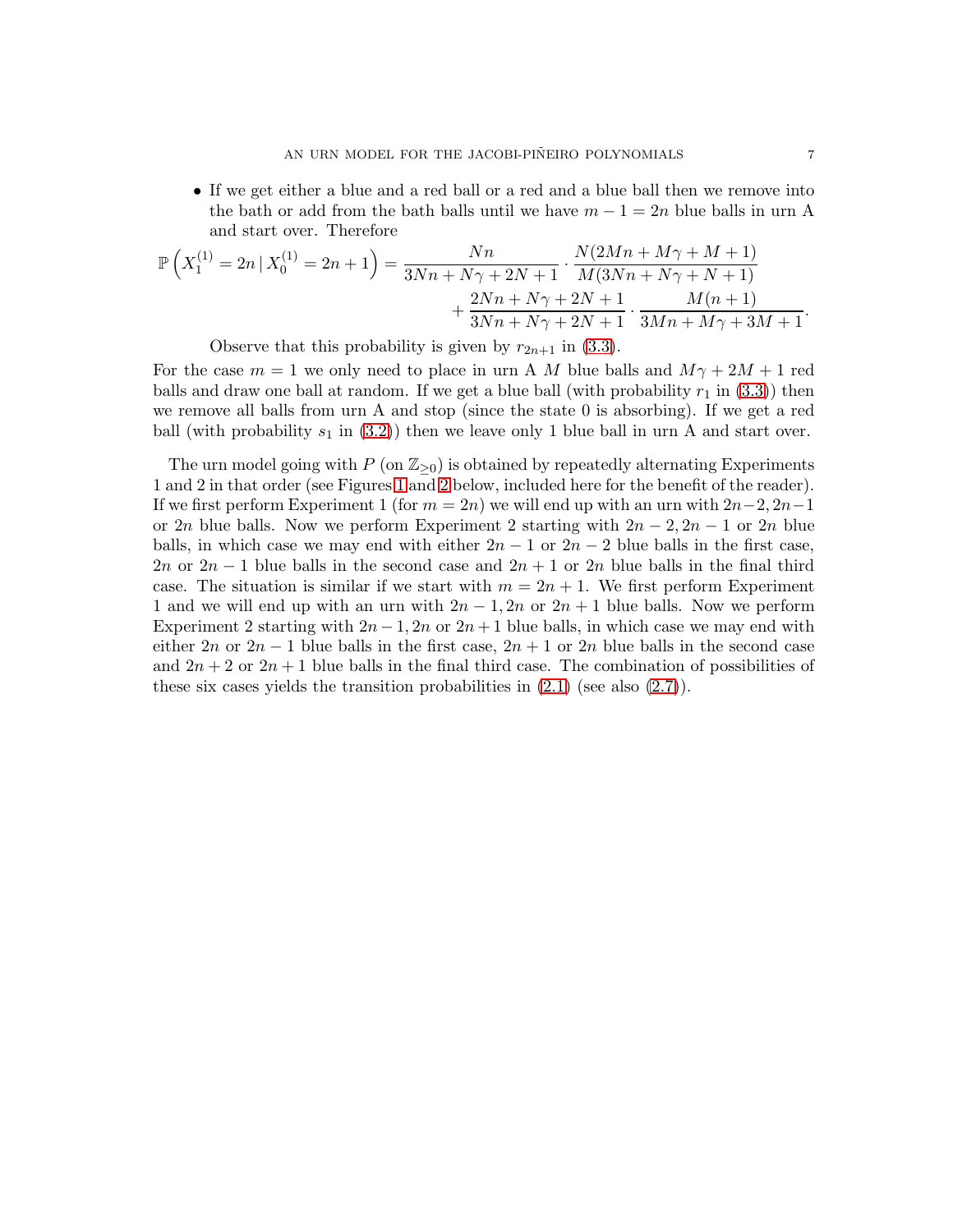- If we get either a blue and a red ball or a red and a blue ball then we remove into the bath or add from the bath balls until we have $m-1=2n$ blue balls in urn A and start over. Therefore

$$\mathbb{P}\left(X_1^{(1)}=2n\,|\,X_0^{(1)}=2n+1\right)=\frac{Nn}{3Nn+N\gamma+2N+1}\cdot\frac{N(2Mn+M\gamma+M+1)}{M(3Nn+N\gamma+N+1)}+\frac{2Nn+N\gamma+2N+1}{3Nn+N\gamma+2N+1}\cdot\frac{M(n+1)}{3Mn+M\gamma+3M+1}.$$

  Observe that this probability is given by $r_{2n+1}$ in (3.3).

For the case $m=1$ we only need to place in urn A $M$ blue balls and $M\gamma+2M+1$ red balls and draw one ball at random. If we get a blue ball (with probability $r_1$ in (3.3)) then we remove all balls from urn A and stop (since the state 0 is absorbing). If we get a red ball (with probability $s_1$ in (3.2)) then we leave only 1 blue ball in urn A and start over.

The urn model going with $P$ (on $\mathbb{Z}_{\geq 0}$) is obtained by repeatedly alternating Experiments 1 and 2 in that order (see Figures 1 and 2 below, included here for the benefit of the reader). If we first perform Experiment 1 (for $m=2n$) we will end up with an urn with $2n-2, 2n-1$ or $2n$ blue balls. Now we perform Experiment 2 starting with $2n-2, 2n-1$ or $2n$ blue balls, in which case we may end with either $2n-1$ or $2n-2$ blue balls in the first case, $2n$ or $2n-1$ blue balls in the second case and $2n+1$ or $2n$ blue balls in the final third case. The situation is similar if we start with $m=2n+1$. We first perform Experiment 1 and we will end up with an urn with $2n-1, 2n$ or $2n+1$ blue balls. Now we perform Experiment 2 starting with $2n-1, 2n$ or $2n+1$ blue balls, in which case we may end with either $2n$ or $2n-1$ blue balls in the first case, $2n+1$ or $2n$ blue balls in the second case and $2n+2$ or $2n+1$ blue balls in the final third case. The combination of possibilities of these six cases yields the transition probabilities in (2.1) (see also (2.7)).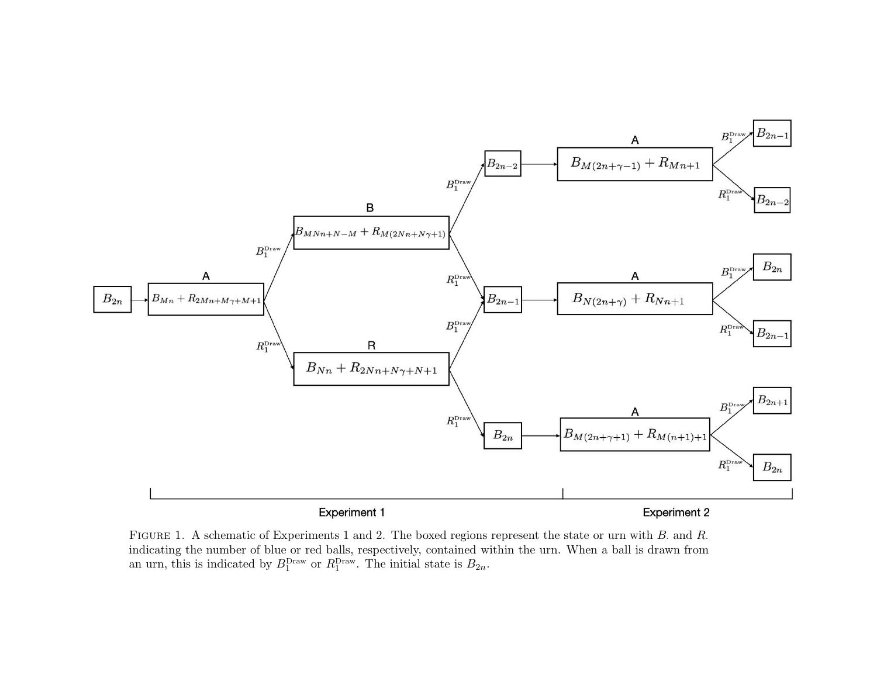Figure 1. A schematic of Experiments 1 and 2. The boxed regions represent the state or urn with $B_{\cdot}$ and $R_{\cdot}$ indicating the number of blue or red balls, respectively, contained within the urn. When a ball is drawn from an urn, this is indicated by $B_1^{\text{Draw}}$ or $R_1^{\text{Draw}}$. The initial state is $B_{2n}$.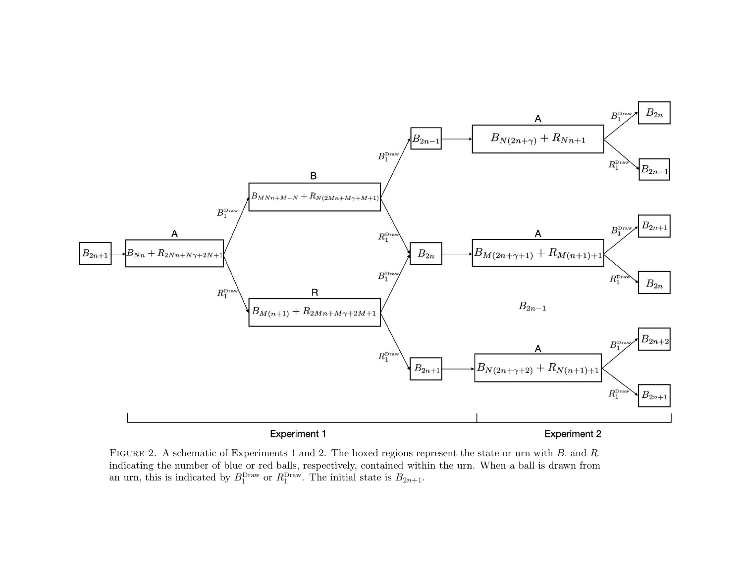FIGURE 2. A schematic of Experiments 1 and 2. The boxed regions represent the state or urn with $B_{\cdot}$ and $R_{\cdot}$ indicating the number of blue or red balls, respectively, contained within the urn. When a ball is drawn from an urn, this is indicated by $B_1^{\text{Draw}}$ or $R_1^{\text{Draw}}$. The initial state is $B_{2n+1}$.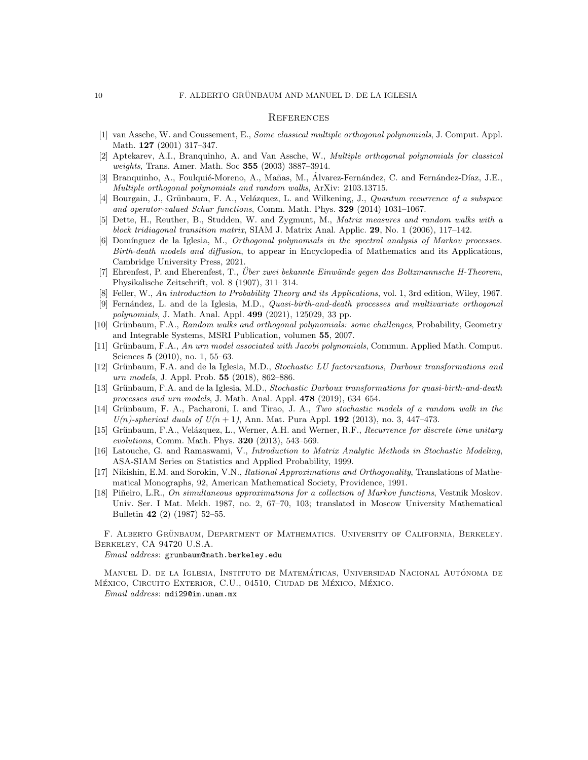## References

[1] van Assche, W. and Coussement, E., *Some classical multiple orthogonal polynomials*, J. Comput. Appl. Math. **127** (2001) 317–347.

[2] Aptekarev, A.I., Branquinho, A. and Van Assche, W., *Multiple orthogonal polynomials for classical weights*, Trans. Amer. Math. Soc **355** (2003) 3887–3914.

[3] Branquinho, A., Foulquié-Moreno, A., Mañas, M., Álvarez-Fernández, C. and Fernández-Díaz, J.E., *Multiple orthogonal polynomials and random walks*, ArXiv: 2103.13715.

[4] Bourgain, J., Grünbaum, F. A., Velázquez, L. and Wilkening, J., *Quantum recurrence of a subspace and operator-valued Schur functions*, Comm. Math. Phys. **329** (2014) 1031–1067.

[5] Dette, H., Reuther, B., Studden, W. and Zygmunt, M., *Matrix measures and random walks with a block tridiagonal transition matrix*, SIAM J. Matrix Anal. Applic. **29**, No. 1 (2006), 117–142.

[6] Domínguez de la Iglesia, M., *Orthogonal polynomials in the spectral analysis of Markov processes. Birth-death models and diffusion*, to appear in Encyclopedia of Mathematics and its Applications, Cambridge University Press, 2021.

[7] Ehrenfest, P. and Eherenfest, T., *Über zwei bekannte Einwände gegen das Boltzmannsche H-Theorem*, Physikalische Zeitschrift, vol. 8 (1907), 311–314.

[8] Feller, W., *An introduction to Probability Theory and its Applications*, vol. 1, 3rd edition, Wiley, 1967.

[9] Fernández, L. and de la Iglesia, M.D., *Quasi-birth-and-death processes and multivariate orthogonal polynomials*, J. Math. Anal. Appl. **499** (2021), 125029, 33 pp.

[10] Grünbaum, F.A., *Random walks and orthogonal polynomials: some challenges*, Probability, Geometry and Integrable Systems, MSRI Publication, volumen **55**, 2007.

[11] Grünbaum, F.A., *An urn model associated with Jacobi polynomials*, Commun. Applied Math. Comput. Sciences **5** (2010), no. 1, 55–63.

[12] Grünbaum, F.A. and de la Iglesia, M.D., *Stochastic LU factorizations, Darboux transformations and urn models*, J. Appl. Prob. **55** (2018), 862–886.

[13] Grünbaum, F.A. and de la Iglesia, M.D., *Stochastic Darboux transformations for quasi-birth-and-death processes and urn models*, J. Math. Anal. Appl. **478** (2019), 634–654.

[14] Grünbaum, F. A., Pacharoni, I. and Tirao, J. A., *Two stochastic models of a random walk in the $U(n)$-spherical duals of $U(n+1)$*, Ann. Mat. Pura Appl. **192** (2013), no. 3, 447–473.

[15] Grünbaum, F.A., Velázquez, L., Werner, A.H. and Werner, R.F., *Recurrence for discrete time unitary evolutions*, Comm. Math. Phys. **320** (2013), 543–569.

[16] Latouche, G. and Ramaswami, V., *Introduction to Matrix Analytic Methods in Stochastic Modeling*, ASA-SIAM Series on Statistics and Applied Probability, 1999.

[17] Nikishin, E.M. and Sorokin, V.N., *Rational Approximations and Orthogonality*, Translations of Mathematical Monographs, 92, American Mathematical Society, Providence, 1991.

[18] Piñeiro, L.R., *On simultaneous approximations for a collection of Markov functions*, Vestnik Moskov. Univ. Ser. I Mat. Mekh. 1987, no. 2, 67–70, 103; translated in Moscow University Mathematical Bulletin **42** (2) (1987) 52–55.

F. Alberto Grünbaum, Department of Mathematics. University of California, Berkeley. Berkeley, CA 94720 U.S.A.

*Email address*: grunbaum@math.berkeley.edu

Manuel D. de la Iglesia, Instituto de Matemáticas, Universidad Nacional Autónoma de México, Circuito Exterior, C.U., 04510, Ciudad de México, México.

*Email address*: mdi29@im.unam.mx